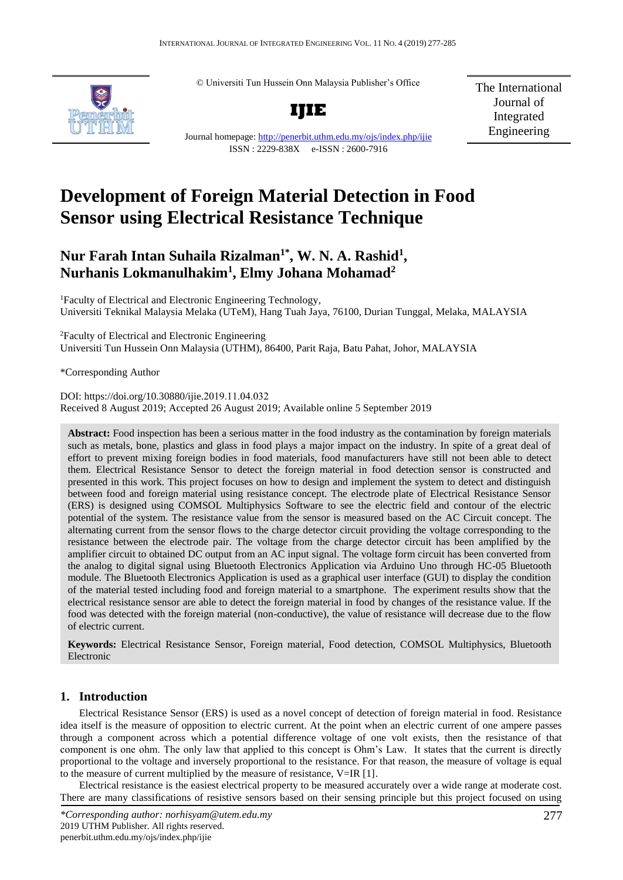© Universiti Tun Hussein Onn Malaysia Publisher's Office

**IJIE**

Journal homepage: http://penerbit.uthm.edu.my/ojs/index.php/ijie

ISSN : 2229-838X e-ISSN : 2600-7916

The International Journal of Integrated Engineering

# Development of Foreign Material Detection in Food Sensor using Electrical Resistance Technique

## Nur Farah Intan Suhaila Rizalman[1*], W. N. A. Rashid[1], Nurhanis Lokmanulhakim[1], Elmy Johana Mohamad[2]

[1]Faculty of Electrical and Electronic Engineering Technology,
Universiti Teknikal Malaysia Melaka (UTeM), Hang Tuah Jaya, 76100, Durian Tunggal, Melaka, MALAYSIA

[2]Faculty of Electrical and Electronic Engineering
Universiti Tun Hussein Onn Malaysia (UTHM), 86400, Parit Raja, Batu Pahat, Johor, MALAYSIA

*Corresponding Author

DOI: https://doi.org/10.30880/ijie.2019.11.04.032
Received 8 August 2019; Accepted 26 August 2019; Available online 5 September 2019

**Abstract:** Food inspection has been a serious matter in the food industry as the contamination by foreign materials such as metals, bone, plastics and glass in food plays a major impact on the industry. In spite of a great deal of effort to prevent mixing foreign bodies in food materials, food manufacturers have still not been able to detect them. Electrical Resistance Sensor to detect the foreign material in food detection sensor is constructed and presented in this work. This project focuses on how to design and implement the system to detect and distinguish between food and foreign material using resistance concept. The electrode plate of Electrical Resistance Sensor (ERS) is designed using COMSOL Multiphysics Software to see the electric field and contour of the electric potential of the system. The resistance value from the sensor is measured based on the AC Circuit concept. The alternating current from the sensor flows to the charge detector circuit providing the voltage corresponding to the resistance between the electrode pair. The voltage from the charge detector circuit has been amplified by the amplifier circuit to obtained DC output from an AC input signal. The voltage form circuit has been converted from the analog to digital signal using Bluetooth Electronics Application via Arduino Uno through HC-05 Bluetooth module. The Bluetooth Electronics Application is used as a graphical user interface (GUI) to display the condition of the material tested including food and foreign material to a smartphone. The experiment results show that the electrical resistance sensor are able to detect the foreign material in food by changes of the resistance value. If the food was detected with the foreign material (non-conductive), the value of resistance will decrease due to the flow of electric current.

**Keywords:** Electrical Resistance Sensor, Foreign material, Food detection, COMSOL Multiphysics, Bluetooth Electronic

## 1. Introduction

Electrical Resistance Sensor (ERS) is used as a novel concept of detection of foreign material in food. Resistance idea itself is the measure of opposition to electric current. At the point when an electric current of one ampere passes through a component across which a potential difference voltage of one volt exists, then the resistance of that component is one ohm. The only law that applied to this concept is Ohm's Law. It states that the current is directly proportional to the voltage and inversely proportional to the resistance. For that reason, the measure of voltage is equal to the measure of current multiplied by the measure of resistance, V=IR [1].

Electrical resistance is the easiest electrical property to be measured accurately over a wide range at moderate cost. There are many classifications of resistive sensors based on their sensing principle but this project focused on using

*\*Corresponding author: norhisyam@utem.edu.my*
2019 UTHM Publisher. All rights reserved.
penerbit.uthm.edu.my/ojs/index.php/ijie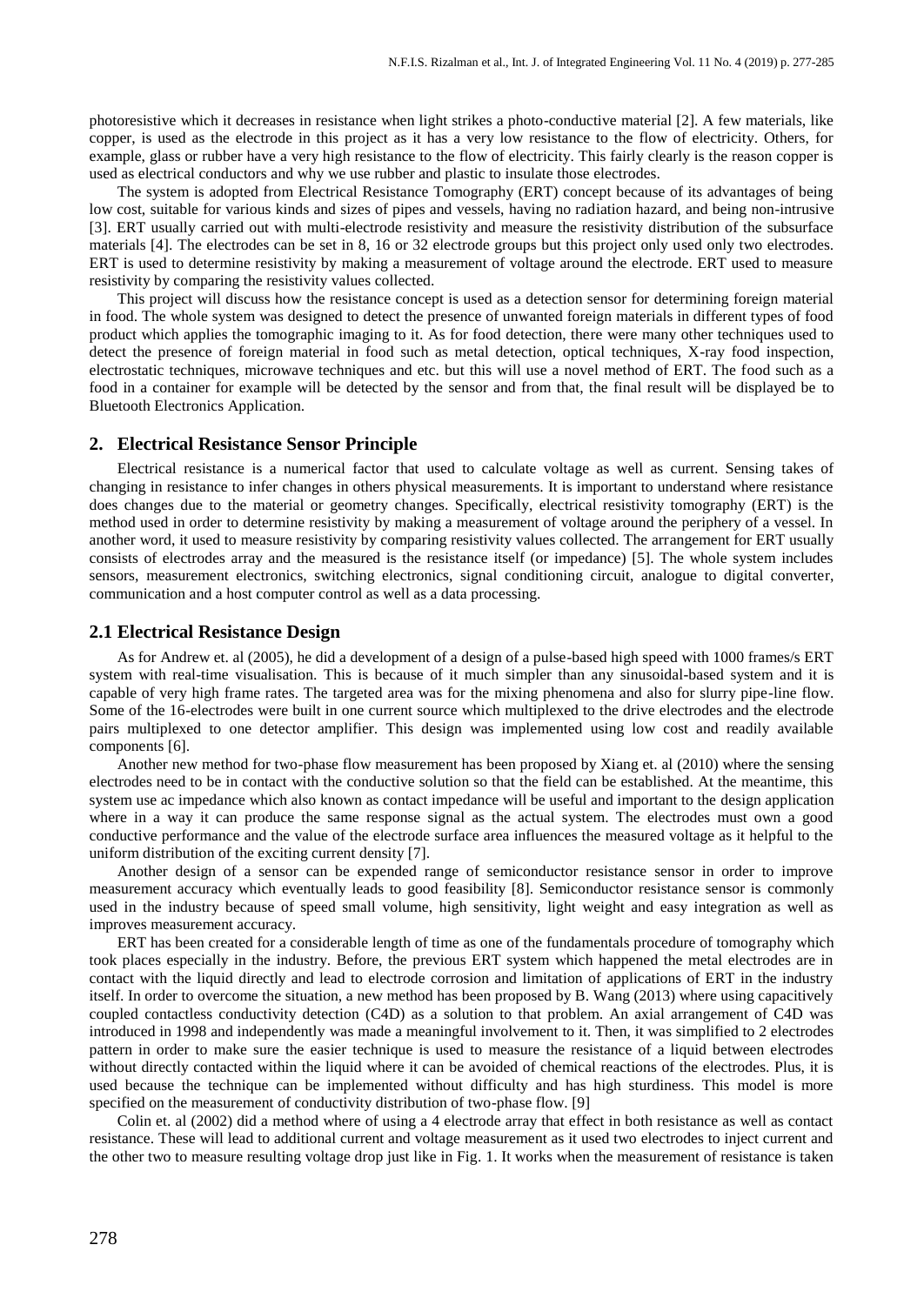photoresistive which it decreases in resistance when light strikes a photo-conductive material [2]. A few materials, like copper, is used as the electrode in this project as it has a very low resistance to the flow of electricity. Others, for example, glass or rubber have a very high resistance to the flow of electricity. This fairly clearly is the reason copper is used as electrical conductors and why we use rubber and plastic to insulate those electrodes.

The system is adopted from Electrical Resistance Tomography (ERT) concept because of its advantages of being low cost, suitable for various kinds and sizes of pipes and vessels, having no radiation hazard, and being non-intrusive [3]. ERT usually carried out with multi-electrode resistivity and measure the resistivity distribution of the subsurface materials [4]. The electrodes can be set in 8, 16 or 32 electrode groups but this project only used only two electrodes. ERT is used to determine resistivity by making a measurement of voltage around the electrode. ERT used to measure resistivity by comparing the resistivity values collected.

This project will discuss how the resistance concept is used as a detection sensor for determining foreign material in food. The whole system was designed to detect the presence of unwanted foreign materials in different types of food product which applies the tomographic imaging to it. As for food detection, there were many other techniques used to detect the presence of foreign material in food such as metal detection, optical techniques, X-ray food inspection, electrostatic techniques, microwave techniques and etc. but this will use a novel method of ERT. The food such as a food in a container for example will be detected by the sensor and from that, the final result will be displayed be to Bluetooth Electronics Application.

## 2. Electrical Resistance Sensor Principle

Electrical resistance is a numerical factor that used to calculate voltage as well as current. Sensing takes of changing in resistance to infer changes in others physical measurements. It is important to understand where resistance does changes due to the material or geometry changes. Specifically, electrical resistivity tomography (ERT) is the method used in order to determine resistivity by making a measurement of voltage around the periphery of a vessel. In another word, it used to measure resistivity by comparing resistivity values collected. The arrangement for ERT usually consists of electrodes array and the measured is the resistance itself (or impedance) [5]. The whole system includes sensors, measurement electronics, switching electronics, signal conditioning circuit, analogue to digital converter, communication and a host computer control as well as a data processing.

### 2.1 Electrical Resistance Design

As for Andrew et. al (2005), he did a development of a design of a pulse-based high speed with 1000 frames/s ERT system with real-time visualisation. This is because of it much simpler than any sinusoidal-based system and it is capable of very high frame rates. The targeted area was for the mixing phenomena and also for slurry pipe-line flow. Some of the 16-electrodes were built in one current source which multiplexed to the drive electrodes and the electrode pairs multiplexed to one detector amplifier. This design was implemented using low cost and readily available components [6].

Another new method for two-phase flow measurement has been proposed by Xiang et. al (2010) where the sensing electrodes need to be in contact with the conductive solution so that the field can be established. At the meantime, this system use ac impedance which also known as contact impedance will be useful and important to the design application where in a way it can produce the same response signal as the actual system. The electrodes must own a good conductive performance and the value of the electrode surface area influences the measured voltage as it helpful to the uniform distribution of the exciting current density [7].

Another design of a sensor can be expended range of semiconductor resistance sensor in order to improve measurement accuracy which eventually leads to good feasibility [8]. Semiconductor resistance sensor is commonly used in the industry because of speed small volume, high sensitivity, light weight and easy integration as well as improves measurement accuracy.

ERT has been created for a considerable length of time as one of the fundamentals procedure of tomography which took places especially in the industry. Before, the previous ERT system which happened the metal electrodes are in contact with the liquid directly and lead to electrode corrosion and limitation of applications of ERT in the industry itself. In order to overcome the situation, a new method has been proposed by B. Wang (2013) where using capacitively coupled contactless conductivity detection (C4D) as a solution to that problem. An axial arrangement of C4D was introduced in 1998 and independently was made a meaningful involvement to it. Then, it was simplified to 2 electrodes pattern in order to make sure the easier technique is used to measure the resistance of a liquid between electrodes without directly contacted within the liquid where it can be avoided of chemical reactions of the electrodes. Plus, it is used because the technique can be implemented without difficulty and has high sturdiness. This model is more specified on the measurement of conductivity distribution of two-phase flow. [9]

Colin et. al (2002) did a method where of using a 4 electrode array that effect in both resistance as well as contact resistance. These will lead to additional current and voltage measurement as it used two electrodes to inject current and the other two to measure resulting voltage drop just like in Fig. 1. It works when the measurement of resistance is taken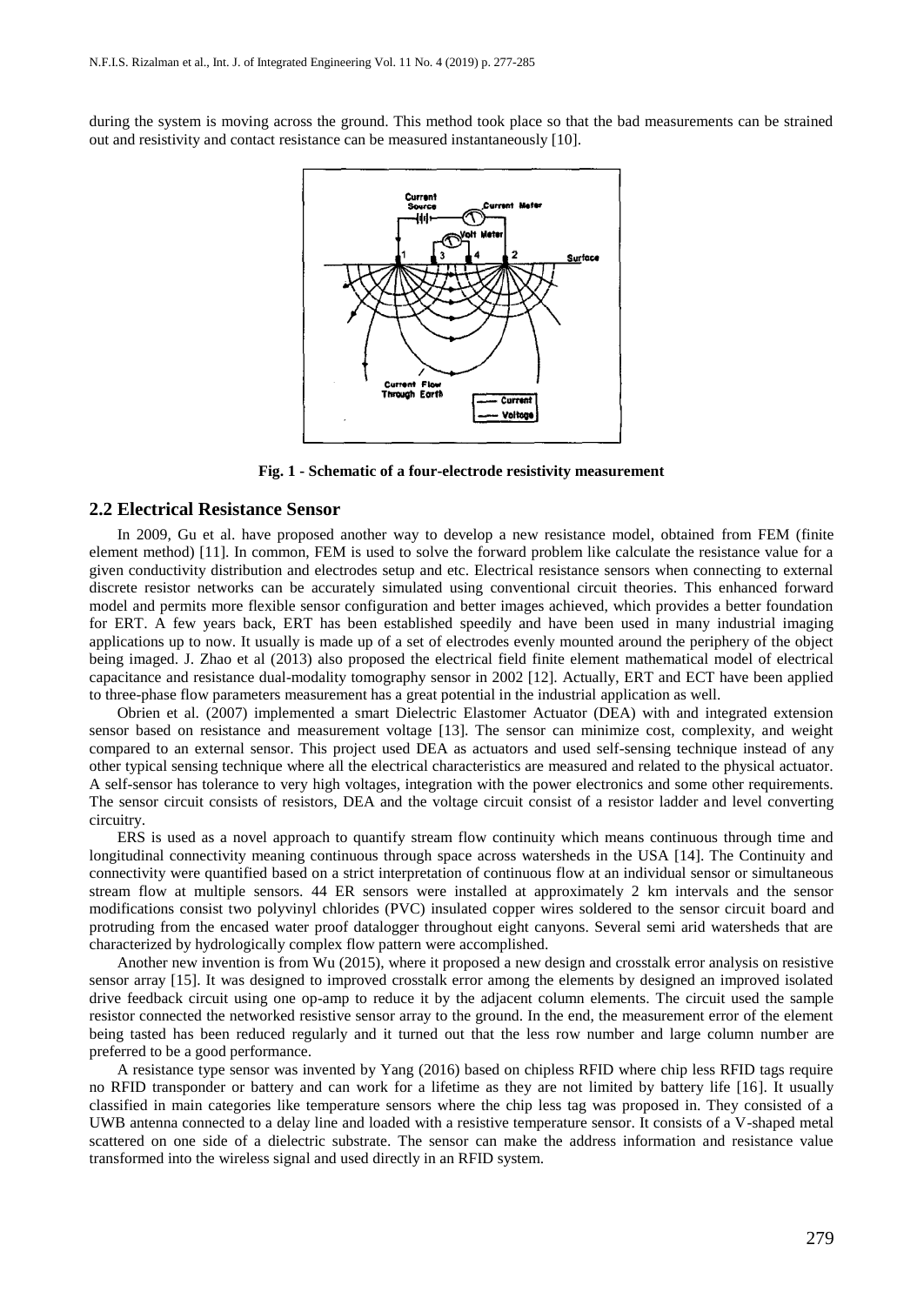during the system is moving across the ground. This method took place so that the bad measurements can be strained out and resistivity and contact resistance can be measured instantaneously [10].

**Fig. 1 - Schematic of a four-electrode resistivity measurement**

## 2.2 Electrical Resistance Sensor

In 2009, Gu et al. have proposed another way to develop a new resistance model, obtained from FEM (finite element method) [11]. In common, FEM is used to solve the forward problem like calculate the resistance value for a given conductivity distribution and electrodes setup and etc. Electrical resistance sensors when connecting to external discrete resistor networks can be accurately simulated using conventional circuit theories. This enhanced forward model and permits more flexible sensor configuration and better images achieved, which provides a better foundation for ERT. A few years back, ERT has been established speedily and have been used in many industrial imaging applications up to now. It usually is made up of a set of electrodes evenly mounted around the periphery of the object being imaged. J. Zhao et al (2013) also proposed the electrical field finite element mathematical model of electrical capacitance and resistance dual-modality tomography sensor in 2002 [12]. Actually, ERT and ECT have been applied to three-phase flow parameters measurement has a great potential in the industrial application as well.

Obrien et al. (2007) implemented a smart Dielectric Elastomer Actuator (DEA) with and integrated extension sensor based on resistance and measurement voltage [13]. The sensor can minimize cost, complexity, and weight compared to an external sensor. This project used DEA as actuators and used self-sensing technique instead of any other typical sensing technique where all the electrical characteristics are measured and related to the physical actuator. A self-sensor has tolerance to very high voltages, integration with the power electronics and some other requirements. The sensor circuit consists of resistors, DEA and the voltage circuit consist of a resistor ladder and level converting circuitry.

ERS is used as a novel approach to quantify stream flow continuity which means continuous through time and longitudinal connectivity meaning continuous through space across watersheds in the USA [14]. The Continuity and connectivity were quantified based on a strict interpretation of continuous flow at an individual sensor or simultaneous stream flow at multiple sensors. 44 ER sensors were installed at approximately 2 km intervals and the sensor modifications consist two polyvinyl chlorides (PVC) insulated copper wires soldered to the sensor circuit board and protruding from the encased water proof datalogger throughout eight canyons. Several semi arid watersheds that are characterized by hydrologically complex flow pattern were accomplished.

Another new invention is from Wu (2015), where it proposed a new design and crosstalk error analysis on resistive sensor array [15]. It was designed to improved crosstalk error among the elements by designed an improved isolated drive feedback circuit using one op-amp to reduce it by the adjacent column elements. The circuit used the sample resistor connected the networked resistive sensor array to the ground. In the end, the measurement error of the element being tasted has been reduced regularly and it turned out that the less row number and large column number are preferred to be a good performance.

A resistance type sensor was invented by Yang (2016) based on chipless RFID where chip less RFID tags require no RFID transponder or battery and can work for a lifetime as they are not limited by battery life [16]. It usually classified in main categories like temperature sensors where the chip less tag was proposed in. They consisted of a UWB antenna connected to a delay line and loaded with a resistive temperature sensor. It consists of a V-shaped metal scattered on one side of a dielectric substrate. The sensor can make the address information and resistance value transformed into the wireless signal and used directly in an RFID system.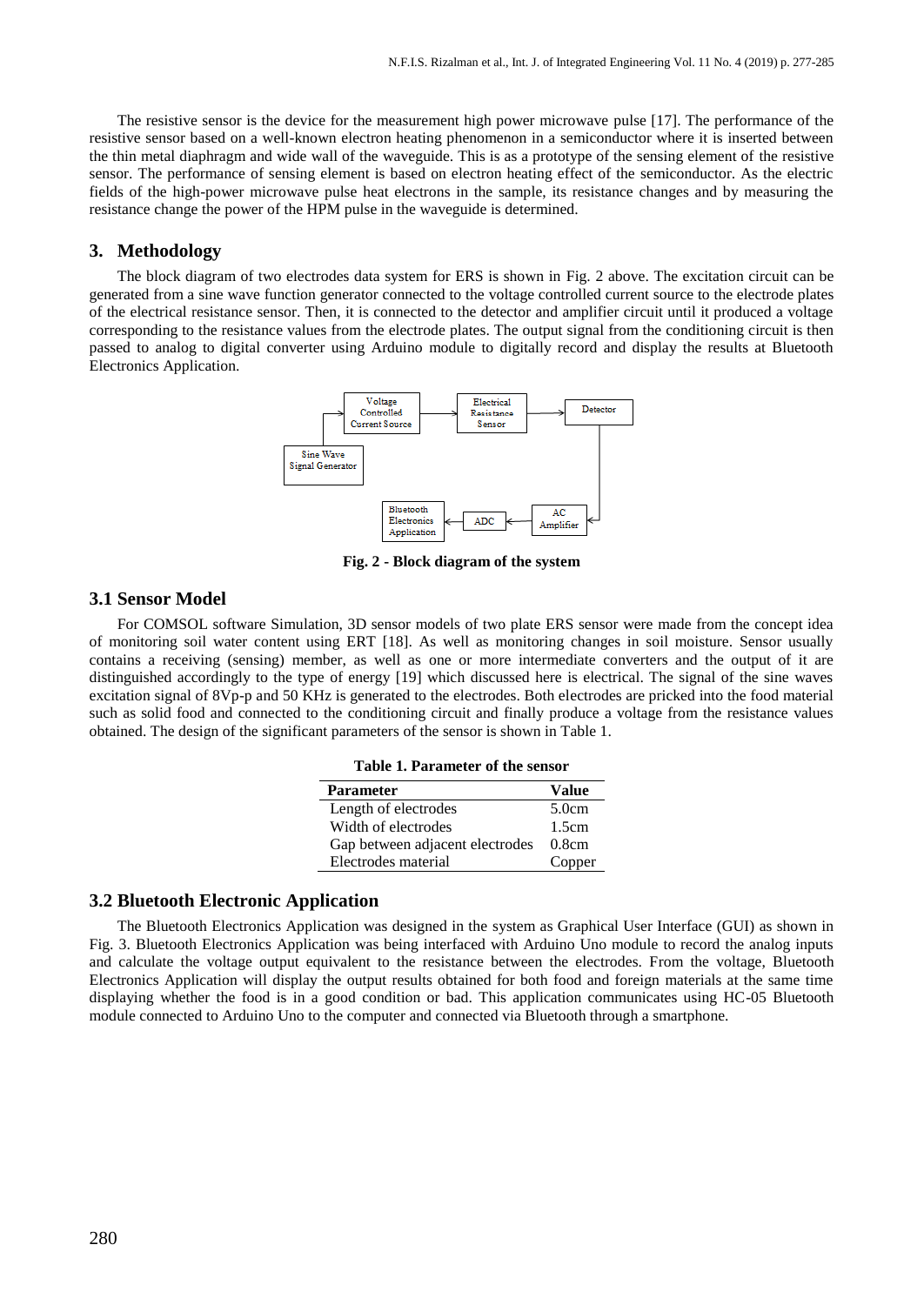The resistive sensor is the device for the measurement high power microwave pulse [17]. The performance of the resistive sensor based on a well-known electron heating phenomenon in a semiconductor where it is inserted between the thin metal diaphragm and wide wall of the waveguide. This is as a prototype of the sensing element of the resistive sensor. The performance of sensing element is based on electron heating effect of the semiconductor. As the electric fields of the high-power microwave pulse heat electrons in the sample, its resistance changes and by measuring the resistance change the power of the HPM pulse in the waveguide is determined.

## 3. Methodology

The block diagram of two electrodes data system for ERS is shown in Fig. 2 above. The excitation circuit can be generated from a sine wave function generator connected to the voltage controlled current source to the electrode plates of the electrical resistance sensor. Then, it is connected to the detector and amplifier circuit until it produced a voltage corresponding to the resistance values from the electrode plates. The output signal from the conditioning circuit is then passed to analog to digital converter using Arduino module to digitally record and display the results at Bluetooth Electronics Application.

Voltage Controlled Current Source → Electrical Resistance Sensor → Detector → AC Amplifier → ADC → Bluetooth Electronics Application; Sine Wave Signal Generator → Voltage Controlled Current Source

**Fig. 2 - Block diagram of the system**

### 3.1 Sensor Model

For COMSOL software Simulation, 3D sensor models of two plate ERS sensor were made from the concept idea of monitoring soil water content using ERT [18]. As well as monitoring changes in soil moisture. Sensor usually contains a receiving (sensing) member, as well as one or more intermediate converters and the output of it are distinguished accordingly to the type of energy [19] which discussed here is electrical. The signal of the sine waves excitation signal of 8Vp-p and 50 KHz is generated to the electrodes. Both electrodes are pricked into the food material such as solid food and connected to the conditioning circuit and finally produce a voltage from the resistance values obtained. The design of the significant parameters of the sensor is shown in Table 1.

**Table 1. Parameter of the sensor**

| Parameter | Value |
|---|---|
| Length of electrodes | 5.0cm |
| Width of electrodes | 1.5cm |
| Gap between adjacent electrodes | 0.8cm |
| Electrodes material | Copper |

### 3.2 Bluetooth Electronic Application

The Bluetooth Electronics Application was designed in the system as Graphical User Interface (GUI) as shown in Fig. 3. Bluetooth Electronics Application was being interfaced with Arduino Uno module to record the analog inputs and calculate the voltage output equivalent to the resistance between the electrodes. From the voltage, Bluetooth Electronics Application will display the output results obtained for both food and foreign materials at the same time displaying whether the food is in a good condition or bad. This application communicates using HC-05 Bluetooth module connected to Arduino Uno to the computer and connected via Bluetooth through a smartphone.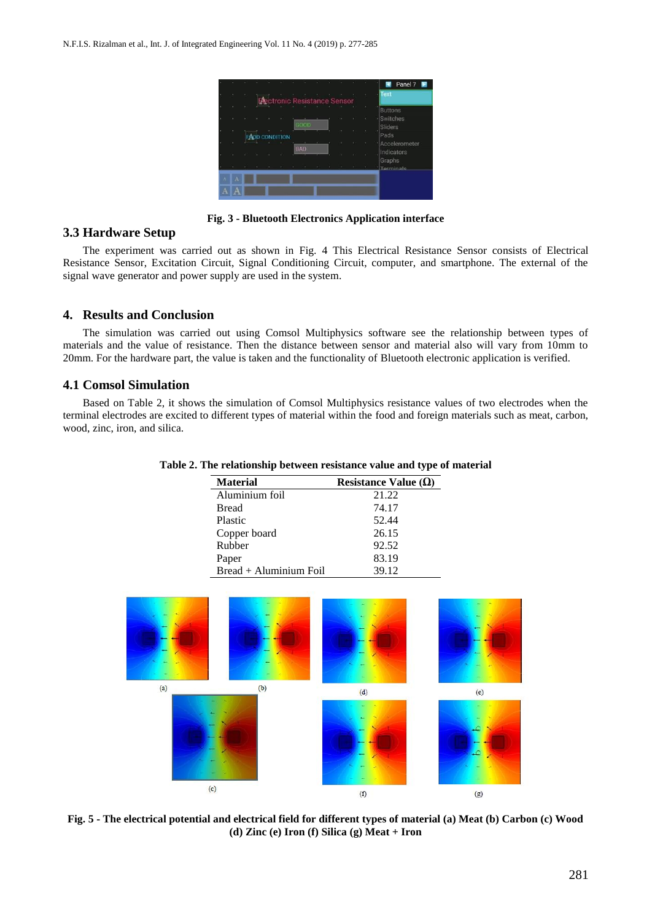Fig. 3 - Bluetooth Electronics Application interface

### 3.3 Hardware Setup

The experiment was carried out as shown in Fig. 4 This Electrical Resistance Sensor consists of Electrical Resistance Sensor, Excitation Circuit, Signal Conditioning Circuit, computer, and smartphone. The external of the signal wave generator and power supply are used in the system.

## 4. Results and Conclusion

The simulation was carried out using Comsol Multiphysics software see the relationship between types of materials and the value of resistance. Then the distance between sensor and material also will vary from 10mm to 20mm. For the hardware part, the value is taken and the functionality of Bluetooth electronic application is verified.

### 4.1 Comsol Simulation

Based on Table 2, it shows the simulation of Comsol Multiphysics resistance values of two electrodes when the terminal electrodes are excited to different types of material within the food and foreign materials such as meat, carbon, wood, zinc, iron, and silica.

**Table 2. The relationship between resistance value and type of material**

| Material | Resistance Value (Ω) |
|---|---|
| Aluminium foil | 21.22 |
| Bread | 74.17 |
| Plastic | 52.44 |
| Copper board | 26.15 |
| Rubber | 92.52 |
| Paper | 83.19 |
| Bread + Aluminium Foil | 39.12 |

Fig. 5 - The electrical potential and electrical field for different types of material (a) Meat (b) Carbon (c) Wood (d) Zinc (e) Iron (f) Silica (g) Meat + Iron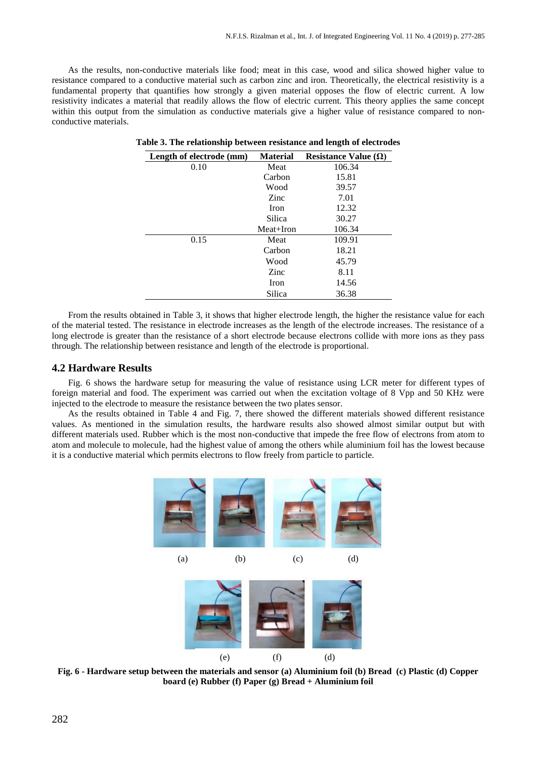As the results, non-conductive materials like food; meat in this case, wood and silica showed higher value to resistance compared to a conductive material such as carbon zinc and iron. Theoretically, the electrical resistivity is a fundamental property that quantifies how strongly a given material opposes the flow of electric current. A low resistivity indicates a material that readily allows the flow of electric current. This theory applies the same concept within this output from the simulation as conductive materials give a higher value of resistance compared to non-conductive materials.

**Table 3. The relationship between resistance and length of electrodes**

| Length of electrode (mm) | Material | Resistance Value (Ω) |
|---|---|---|
| 0.10 | Meat | 106.34 |
| | Carbon | 15.81 |
| | Wood | 39.57 |
| | Zinc | 7.01 |
| | Iron | 12.32 |
| | Silica | 30.27 |
| | Meat+Iron | 106.34 |
| 0.15 | Meat | 109.91 |
| | Carbon | 18.21 |
| | Wood | 45.79 |
| | Zinc | 8.11 |
| | Iron | 14.56 |
| | Silica | 36.38 |

From the results obtained in Table 3, it shows that higher electrode length, the higher the resistance value for each of the material tested. The resistance in electrode increases as the length of the electrode increases. The resistance of a long electrode is greater than the resistance of a short electrode because electrons collide with more ions as they pass through. The relationship between resistance and length of the electrode is proportional.

### 4.2 Hardware Results

Fig. 6 shows the hardware setup for measuring the value of resistance using LCR meter for different types of foreign material and food. The experiment was carried out when the excitation voltage of 8 Vpp and 50 KHz were injected to the electrode to measure the resistance between the two plates sensor.

As the results obtained in Table 4 and Fig. 7, there showed the different materials showed different resistance values. As mentioned in the simulation results, the hardware results also showed almost similar output but with different materials used. Rubber which is the most non-conductive that impede the free flow of electrons from atom to atom and molecule to molecule, had the highest value of among the others while aluminium foil has the lowest because it is a conductive material which permits electrons to flow freely from particle to particle.

(a) (b) (c) (d)

(e) (f) (d)

**Fig. 6 - Hardware setup between the materials and sensor (a) Aluminium foil (b) Bread (c) Plastic (d) Copper board (e) Rubber (f) Paper (g) Bread + Aluminium foil**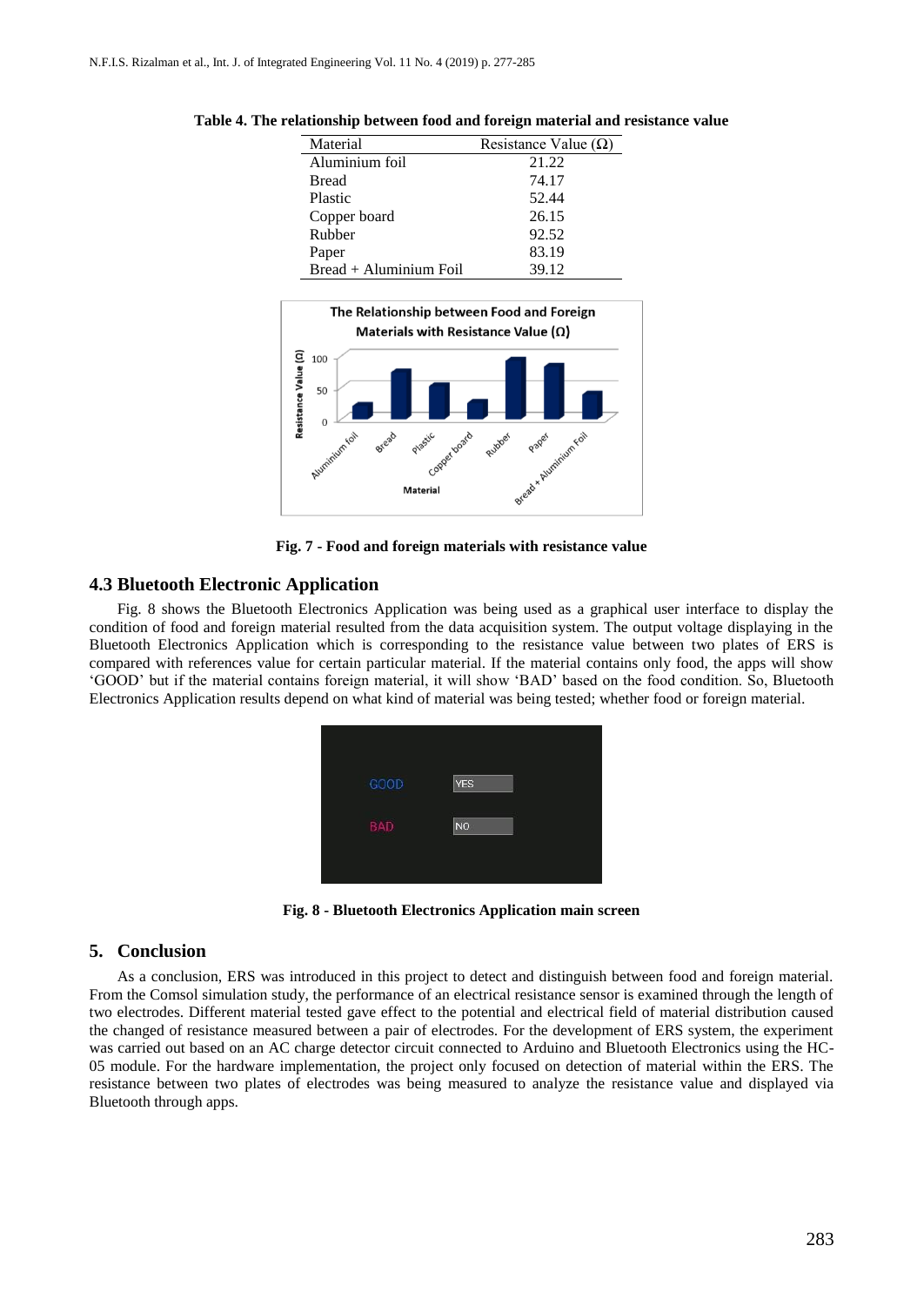**Table 4. The relationship between food and foreign material and resistance value**

| Material | Resistance Value (Ω) |
|---|---|
| Aluminium foil | 21.22 |
| Bread | 74.17 |
| Plastic | 52.44 |
| Copper board | 26.15 |
| Rubber | 92.52 |
| Paper | 83.19 |
| Bread + Aluminium Foil | 39.12 |

**Fig. 7 - Food and foreign materials with resistance value**

## 4.3 Bluetooth Electronic Application

Fig. 8 shows the Bluetooth Electronics Application was being used as a graphical user interface to display the condition of food and foreign material resulted from the data acquisition system. The output voltage displaying in the Bluetooth Electronics Application which is corresponding to the resistance value between two plates of ERS is compared with references value for certain particular material. If the material contains only food, the apps will show 'GOOD' but if the material contains foreign material, it will show 'BAD' based on the food condition. So, Bluetooth Electronics Application results depend on what kind of material was being tested; whether food or foreign material.

**Fig. 8 - Bluetooth Electronics Application main screen**

## 5. Conclusion

As a conclusion, ERS was introduced in this project to detect and distinguish between food and foreign material. From the Comsol simulation study, the performance of an electrical resistance sensor is examined through the length of two electrodes. Different material tested gave effect to the potential and electrical field of material distribution caused the changed of resistance measured between a pair of electrodes. For the development of ERS system, the experiment was carried out based on an AC charge detector circuit connected to Arduino and Bluetooth Electronics using the HC-05 module. For the hardware implementation, the project only focused on detection of material within the ERS. The resistance between two plates of electrodes was being measured to analyze the resistance value and displayed via Bluetooth through apps.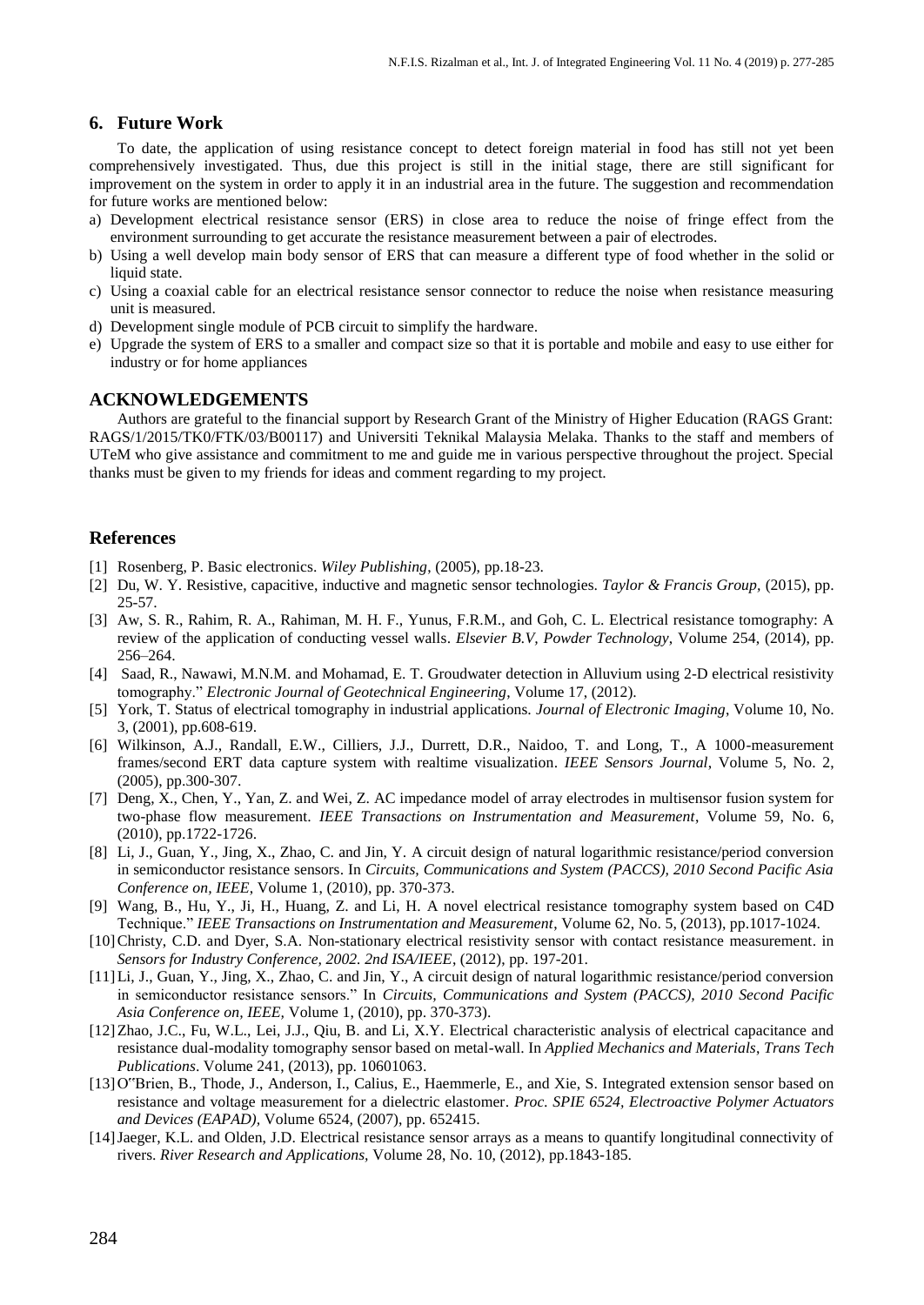## 6. Future Work

To date, the application of using resistance concept to detect foreign material in food has still not yet been comprehensively investigated. Thus, due this project is still in the initial stage, there are still significant for improvement on the system in order to apply it in an industrial area in the future. The suggestion and recommendation for future works are mentioned below:

a) Development electrical resistance sensor (ERS) in close area to reduce the noise of fringe effect from the environment surrounding to get accurate the resistance measurement between a pair of electrodes.
b) Using a well develop main body sensor of ERS that can measure a different type of food whether in the solid or liquid state.
c) Using a coaxial cable for an electrical resistance sensor connector to reduce the noise when resistance measuring unit is measured.
d) Development single module of PCB circuit to simplify the hardware.
e) Upgrade the system of ERS to a smaller and compact size so that it is portable and mobile and easy to use either for industry or for home appliances

## ACKNOWLEDGEMENTS

Authors are grateful to the financial support by Research Grant of the Ministry of Higher Education (RAGS Grant: RAGS/1/2015/TK0/FTK/03/B00117) and Universiti Teknikal Malaysia Melaka. Thanks to the staff and members of UTeM who give assistance and commitment to me and guide me in various perspective throughout the project. Special thanks must be given to my friends for ideas and comment regarding to my project.

## References

[1] Rosenberg, P. Basic electronics. *Wiley Publishing*, (2005), pp.18-23.

[2] Du, W. Y. Resistive, capacitive, inductive and magnetic sensor technologies. *Taylor & Francis Group*, (2015), pp. 25-57.

[3] Aw, S. R., Rahim, R. A., Rahiman, M. H. F., Yunus, F.R.M., and Goh, C. L. Electrical resistance tomography: A review of the application of conducting vessel walls. *Elsevier B.V, Powder Technology*, Volume 254, (2014), pp. 256–264.

[4] Saad, R., Nawawi, M.N.M. and Mohamad, E. T. Groudwater detection in Alluvium using 2-D electrical resistivity tomography." *Electronic Journal of Geotechnical Engineering*, Volume 17, (2012).

[5] York, T. Status of electrical tomography in industrial applications. *Journal of Electronic Imaging*, Volume 10, No. 3, (2001), pp.608-619.

[6] Wilkinson, A.J., Randall, E.W., Cilliers, J.J., Durrett, D.R., Naidoo, T. and Long, T., A 1000-measurement frames/second ERT data capture system with realtime visualization. *IEEE Sensors Journal*, Volume 5, No. 2, (2005), pp.300-307.

[7] Deng, X., Chen, Y., Yan, Z. and Wei, Z. AC impedance model of array electrodes in multisensor fusion system for two-phase flow measurement. *IEEE Transactions on Instrumentation and Measurement*, Volume 59, No. 6, (2010), pp.1722-1726.

[8] Li, J., Guan, Y., Jing, X., Zhao, C. and Jin, Y. A circuit design of natural logarithmic resistance/period conversion in semiconductor resistance sensors. In *Circuits, Communications and System (PACCS), 2010 Second Pacific Asia Conference on, IEEE*, Volume 1, (2010), pp. 370-373.

[9] Wang, B., Hu, Y., Ji, H., Huang, Z. and Li, H. A novel electrical resistance tomography system based on C4D Technique." *IEEE Transactions on Instrumentation and Measurement*, Volume 62, No. 5, (2013), pp.1017-1024.

[10] Christy, C.D. and Dyer, S.A. Non-stationary electrical resistivity sensor with contact resistance measurement. in *Sensors for Industry Conference, 2002. 2nd ISA/IEEE*, (2012), pp. 197-201.

[11] Li, J., Guan, Y., Jing, X., Zhao, C. and Jin, Y., A circuit design of natural logarithmic resistance/period conversion in semiconductor resistance sensors." In *Circuits, Communications and System (PACCS), 2010 Second Pacific Asia Conference on, IEEE,* Volume 1, (2010), pp. 370-373).

[12] Zhao, J.C., Fu, W.L., Lei, J.J., Qiu, B. and Li, X.Y. Electrical characteristic analysis of electrical capacitance and resistance dual-modality tomography sensor based on metal-wall. In *Applied Mechanics and Materials, Trans Tech Publications*. Volume 241, (2013), pp. 10601063.

[13] O‟Brien, B., Thode, J., Anderson, I., Calius, E., Haemmerle, E., and Xie, S. Integrated extension sensor based on resistance and voltage measurement for a dielectric elastomer. *Proc. SPIE 6524, Electroactive Polymer Actuators and Devices (EAPAD),* Volume 6524, (2007), pp. 652415.

[14] Jaeger, K.L. and Olden, J.D. Electrical resistance sensor arrays as a means to quantify longitudinal connectivity of rivers. *River Research and Applications,* Volume 28, No. 10, (2012), pp.1843-185.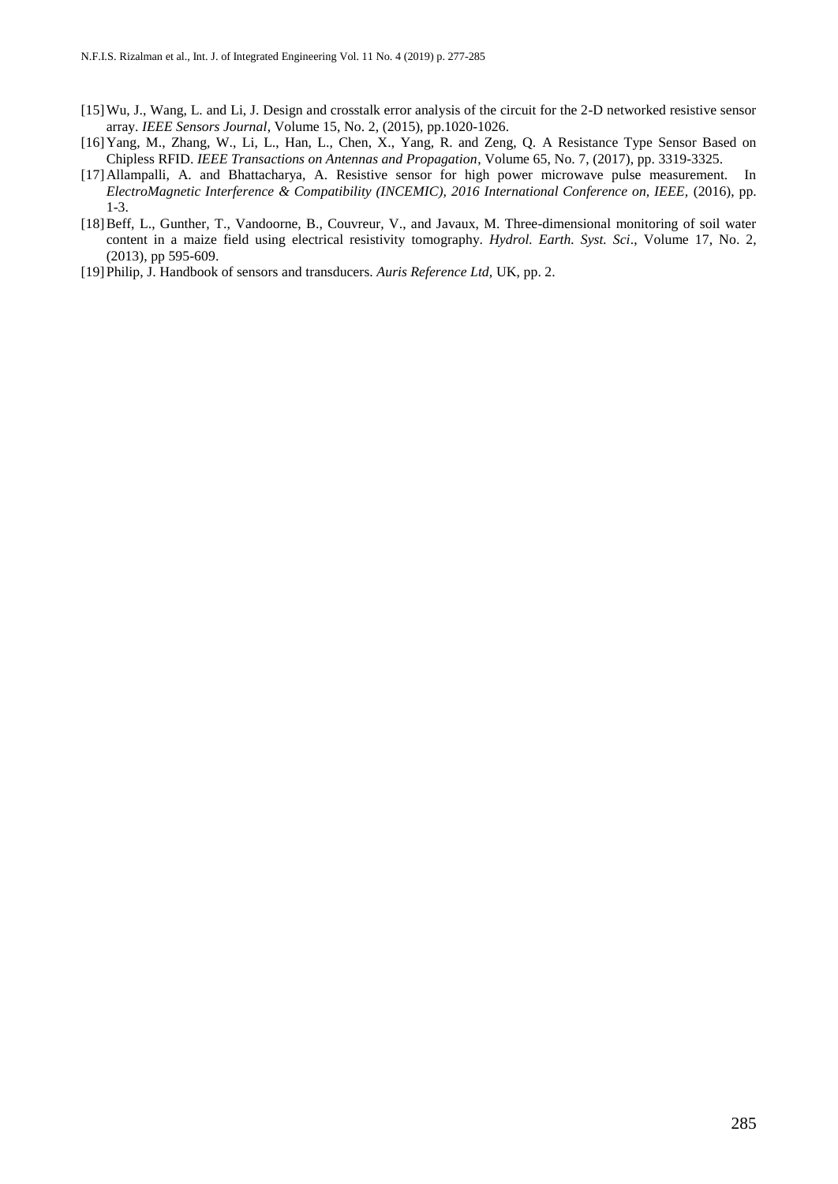[15] Wu, J., Wang, L. and Li, J. Design and crosstalk error analysis of the circuit for the 2-D networked resistive sensor array. *IEEE Sensors Journal*, Volume 15, No. 2, (2015), pp.1020-1026.

[16] Yang, M., Zhang, W., Li, L., Han, L., Chen, X., Yang, R. and Zeng, Q. A Resistance Type Sensor Based on Chipless RFID. *IEEE Transactions on Antennas and Propagation*, Volume 65, No. 7, (2017), pp. 3319-3325.

[17] Allampalli, A. and Bhattacharya, A. Resistive sensor for high power microwave pulse measurement. In *ElectroMagnetic Interference & Compatibility (INCEMIC), 2016 International Conference on, IEEE,* (2016), pp. 1-3.

[18] Beff, L., Gunther, T., Vandoorne, B., Couvreur, V., and Javaux, M. Three-dimensional monitoring of soil water content in a maize field using electrical resistivity tomography. *Hydrol. Earth. Syst. Sci*., Volume 17, No. 2, (2013), pp 595-609.

[19] Philip, J. Handbook of sensors and transducers. *Auris Reference Ltd,* UK, pp. 2.